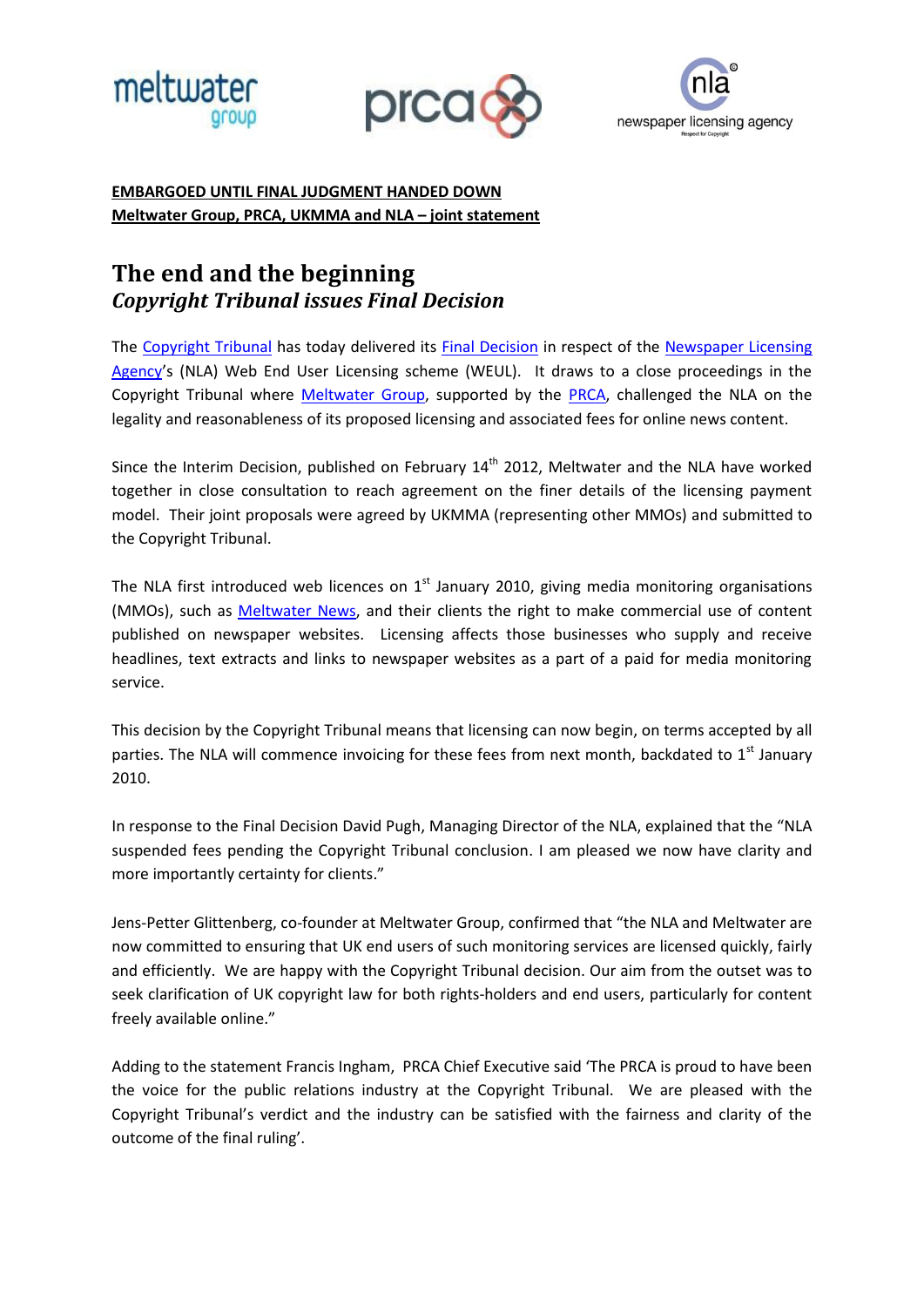**EMBARGOED UNTIL FINAL JUDGMENT HANDED DOWN**
**Meltwater Group, PRCA, UKMMA and NLA – joint statement**

# The end and the beginning
## *Copyright Tribunal issues Final Decision*

The Copyright Tribunal has today delivered its Final Decision in respect of the Newspaper Licensing Agency's (NLA) Web End User Licensing scheme (WEUL). It draws to a close proceedings in the Copyright Tribunal where Meltwater Group, supported by the PRCA, challenged the NLA on the legality and reasonableness of its proposed licensing and associated fees for online news content.

Since the Interim Decision, published on February 14th 2012, Meltwater and the NLA have worked together in close consultation to reach agreement on the finer details of the licensing payment model. Their joint proposals were agreed by UKMMA (representing other MMOs) and submitted to the Copyright Tribunal.

The NLA first introduced web licences on 1st January 2010, giving media monitoring organisations (MMOs), such as Meltwater News, and their clients the right to make commercial use of content published on newspaper websites. Licensing affects those businesses who supply and receive headlines, text extracts and links to newspaper websites as a part of a paid for media monitoring service.

This decision by the Copyright Tribunal means that licensing can now begin, on terms accepted by all parties. The NLA will commence invoicing for these fees from next month, backdated to 1st January 2010.

In response to the Final Decision David Pugh, Managing Director of the NLA, explained that the "NLA suspended fees pending the Copyright Tribunal conclusion. I am pleased we now have clarity and more importantly certainty for clients."

Jens-Petter Glittenberg, co-founder at Meltwater Group, confirmed that "the NLA and Meltwater are now committed to ensuring that UK end users of such monitoring services are licensed quickly, fairly and efficiently. We are happy with the Copyright Tribunal decision. Our aim from the outset was to seek clarification of UK copyright law for both rights-holders and end users, particularly for content freely available online."

Adding to the statement Francis Ingham, PRCA Chief Executive said 'The PRCA is proud to have been the voice for the public relations industry at the Copyright Tribunal. We are pleased with the Copyright Tribunal's verdict and the industry can be satisfied with the fairness and clarity of the outcome of the final ruling'.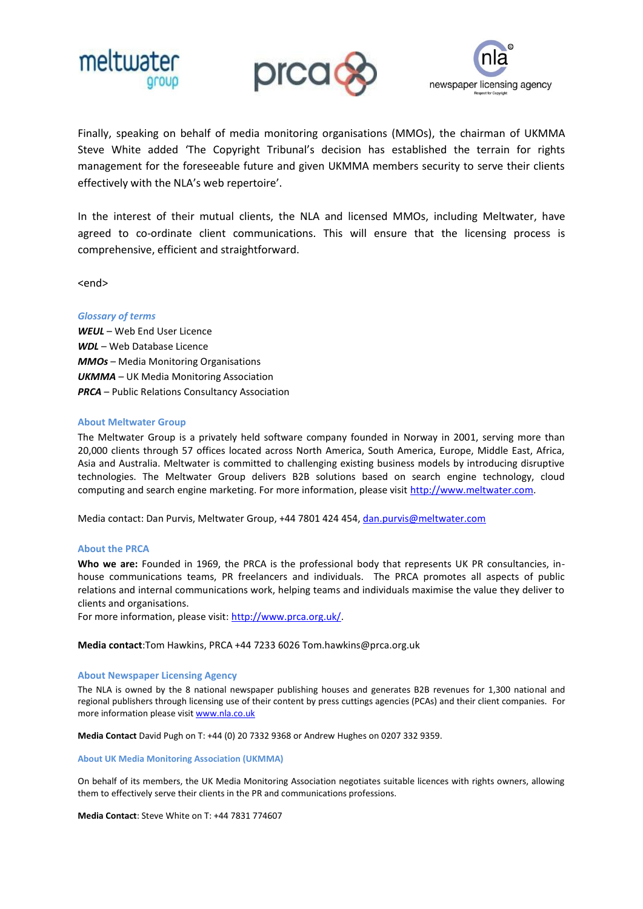Finally, speaking on behalf of media monitoring organisations (MMOs), the chairman of UKMMA Steve White added 'The Copyright Tribunal's decision has established the terrain for rights management for the foreseeable future and given UKMMA members security to serve their clients effectively with the NLA's web repertoire'.

In the interest of their mutual clients, the NLA and licensed MMOs, including Meltwater, have agreed to co-ordinate client communications. This will ensure that the licensing process is comprehensive, efficient and straightforward.

<end>

***Glossary of terms***

***WEUL*** – Web End User Licence
***WDL*** – Web Database Licence
***MMOs*** – Media Monitoring Organisations
***UKMMA*** – UK Media Monitoring Association
***PRCA*** – Public Relations Consultancy Association

**About Meltwater Group**

The Meltwater Group is a privately held software company founded in Norway in 2001, serving more than 20,000 clients through 57 offices located across North America, South America, Europe, Middle East, Africa, Asia and Australia. Meltwater is committed to challenging existing business models by introducing disruptive technologies. The Meltwater Group delivers B2B solutions based on search engine technology, cloud computing and search engine marketing. For more information, please visit http://www.meltwater.com.

Media contact: Dan Purvis, Meltwater Group, +44 7801 424 454, dan.purvis@meltwater.com

**About the PRCA**

**Who we are:** Founded in 1969, the PRCA is the professional body that represents UK PR consultancies, in-house communications teams, PR freelancers and individuals. The PRCA promotes all aspects of public relations and internal communications work, helping teams and individuals maximise the value they deliver to clients and organisations.
For more information, please visit: http://www.prca.org.uk/.

**Media contact**:Tom Hawkins, PRCA +44 7233 6026 Tom.hawkins@prca.org.uk

**About Newspaper Licensing Agency**

The NLA is owned by the 8 national newspaper publishing houses and generates B2B revenues for 1,300 national and regional publishers through licensing use of their content by press cuttings agencies (PCAs) and their client companies. For more information please visit www.nla.co.uk

**Media Contact** David Pugh on T: +44 (0) 20 7332 9368 or Andrew Hughes on 0207 332 9359.

**About UK Media Monitoring Association (UKMMA)**

On behalf of its members, the UK Media Monitoring Association negotiates suitable licences with rights owners, allowing them to effectively serve their clients in the PR and communications professions.

**Media Contact**: Steve White on T: +44 7831 774607